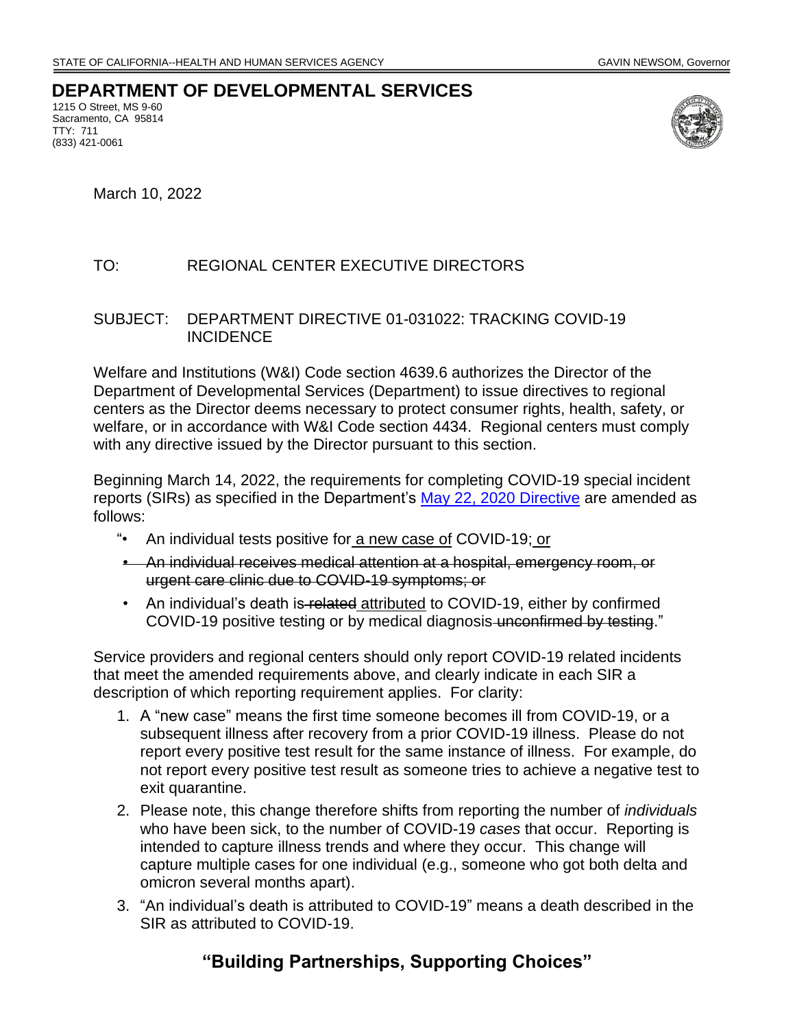STATE OF CALIFORNIA--HEALTH AND HUMAN SERVICES AGENCY — GAVIN NEWSOM, Governor

# DEPARTMENT OF DEVELOPMENTAL SERVICES

1215 O Street, MS 9-60
Sacramento, CA 95814
TTY: 711
(833) 421-0061

March 10, 2022

TO: REGIONAL CENTER EXECUTIVE DIRECTORS

SUBJECT: DEPARTMENT DIRECTIVE 01-031022: TRACKING COVID-19 INCIDENCE

Welfare and Institutions (W&I) Code section 4639.6 authorizes the Director of the Department of Developmental Services (Department) to issue directives to regional centers as the Director deems necessary to protect consumer rights, health, safety, or welfare, or in accordance with W&I Code section 4434. Regional centers must comply with any directive issued by the Director pursuant to this section.

Beginning March 14, 2022, the requirements for completing COVID-19 special incident reports (SIRs) as specified in the Department's [May 22, 2020 Directive](#) are amended as follows:

"• An individual tests positive for<u> a new case of</u> COVID-19;<u> or</u>

- ~~An individual receives medical attention at a hospital, emergency room, or urgent care clinic due to COVID-19 symptoms; or~~
- An individual's death is~~ related~~ <u>attributed</u> to COVID-19, either by confirmed COVID-19 positive testing or by medical diagnosis~~ unconfirmed by testing~~."

Service providers and regional centers should only report COVID-19 related incidents that meet the amended requirements above, and clearly indicate in each SIR a description of which reporting requirement applies. For clarity:

1. A "new case" means the first time someone becomes ill from COVID-19, or a subsequent illness after recovery from a prior COVID-19 illness. Please do not report every positive test result for the same instance of illness. For example, do not report every positive test result as someone tries to achieve a negative test to exit quarantine.
2. Please note, this change therefore shifts from reporting the number of *individuals* who have been sick, to the number of COVID-19 *cases* that occur. Reporting is intended to capture illness trends and where they occur. This change will capture multiple cases for one individual (e.g., someone who got both delta and omicron several months apart).
3. "An individual's death is attributed to COVID-19" means a death described in the SIR as attributed to COVID-19.

**"Building Partnerships, Supporting Choices"**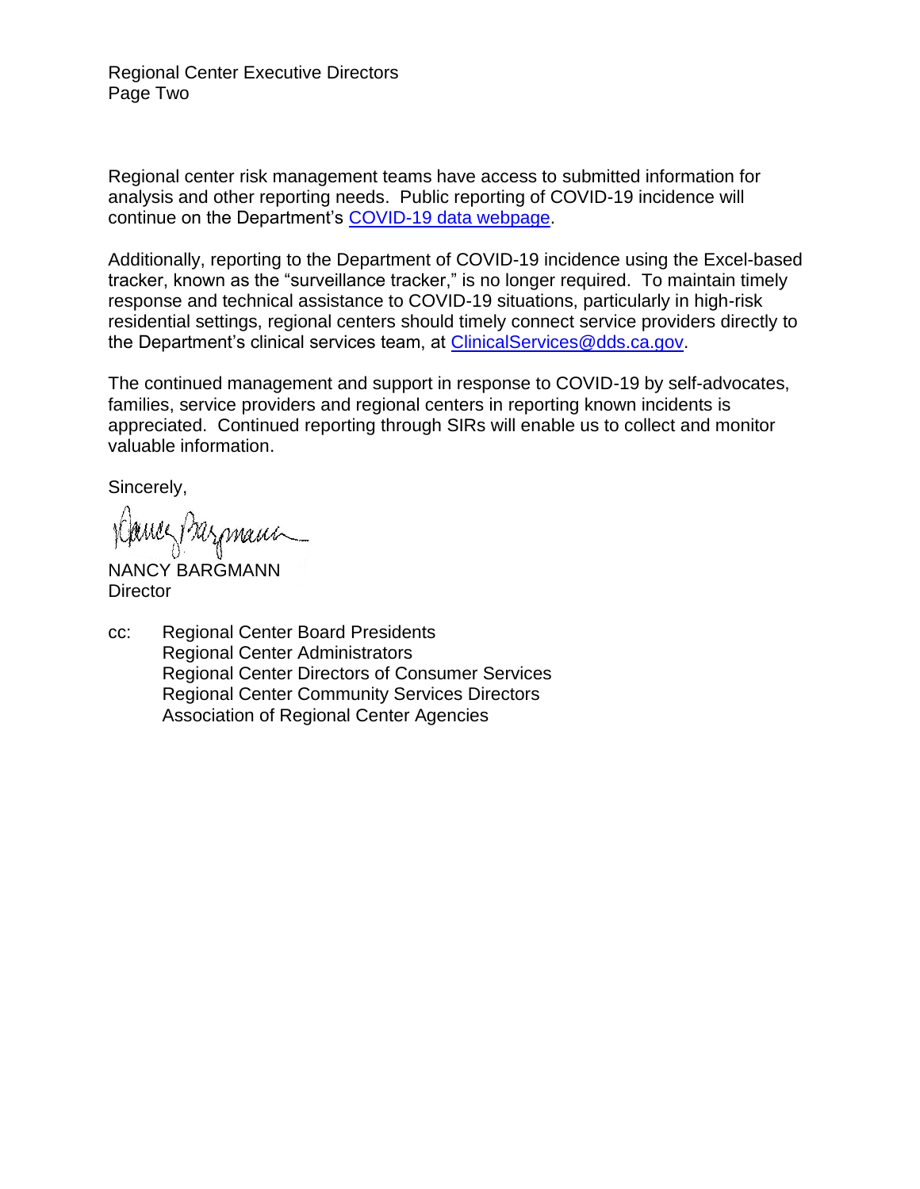Regional center risk management teams have access to submitted information for analysis and other reporting needs. Public reporting of COVID-19 incidence will continue on the Department's [COVID-19 data webpage](#).

Additionally, reporting to the Department of COVID-19 incidence using the Excel-based tracker, known as the "surveillance tracker," is no longer required. To maintain timely response and technical assistance to COVID-19 situations, particularly in high-risk residential settings, regional centers should timely connect service providers directly to the Department's clinical services team, at [ClinicalServices@dds.ca.gov](mailto:ClinicalServices@dds.ca.gov).

The continued management and support in response to COVID-19 by self-advocates, families, service providers and regional centers in reporting known incidents is appreciated. Continued reporting through SIRs will enable us to collect and monitor valuable information.

Sincerely,

NANCY BARGMANN
Director

cc: Regional Center Board Presidents
Regional Center Administrators
Regional Center Directors of Consumer Services
Regional Center Community Services Directors
Association of Regional Center Agencies